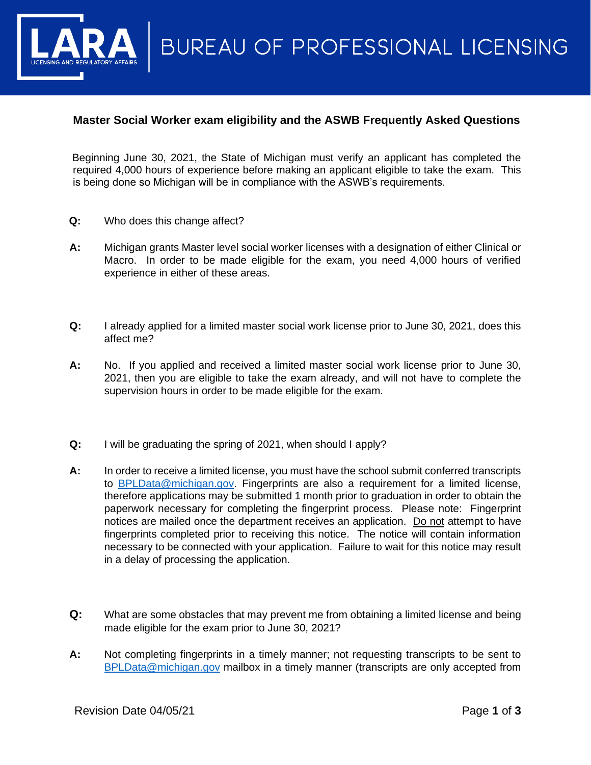# LARA | BUREAU OF PROFESSIONAL LICENSING

LICENSING AND REGULATORY AFFAIRS

## Master Social Worker exam eligibility and the ASWB Frequently Asked Questions

Beginning June 30, 2021, the State of Michigan must verify an applicant has completed the required 4,000 hours of experience before making an applicant eligible to take the exam. This is being done so Michigan will be in compliance with the ASWB's requirements.

**Q:** Who does this change affect?

**A:** Michigan grants Master level social worker licenses with a designation of either Clinical or Macro. In order to be made eligible for the exam, you need 4,000 hours of verified experience in either of these areas.

**Q:** I already applied for a limited master social work license prior to June 30, 2021, does this affect me?

**A:** No. If you applied and received a limited master social work license prior to June 30, 2021, then you are eligible to take the exam already, and will not have to complete the supervision hours in order to be made eligible for the exam.

**Q:** I will be graduating the spring of 2021, when should I apply?

**A:** In order to receive a limited license, you must have the school submit conferred transcripts to BPLData@michigan.gov. Fingerprints are also a requirement for a limited license, therefore applications may be submitted 1 month prior to graduation in order to obtain the paperwork necessary for completing the fingerprint process. Please note: Fingerprint notices are mailed once the department receives an application. Do not attempt to have fingerprints completed prior to receiving this notice. The notice will contain information necessary to be connected with your application. Failure to wait for this notice may result in a delay of processing the application.

**Q:** What are some obstacles that may prevent me from obtaining a limited license and being made eligible for the exam prior to June 30, 2021?

**A:** Not completing fingerprints in a timely manner; not requesting transcripts to be sent to BPLData@michigan.gov mailbox in a timely manner (transcripts are only accepted from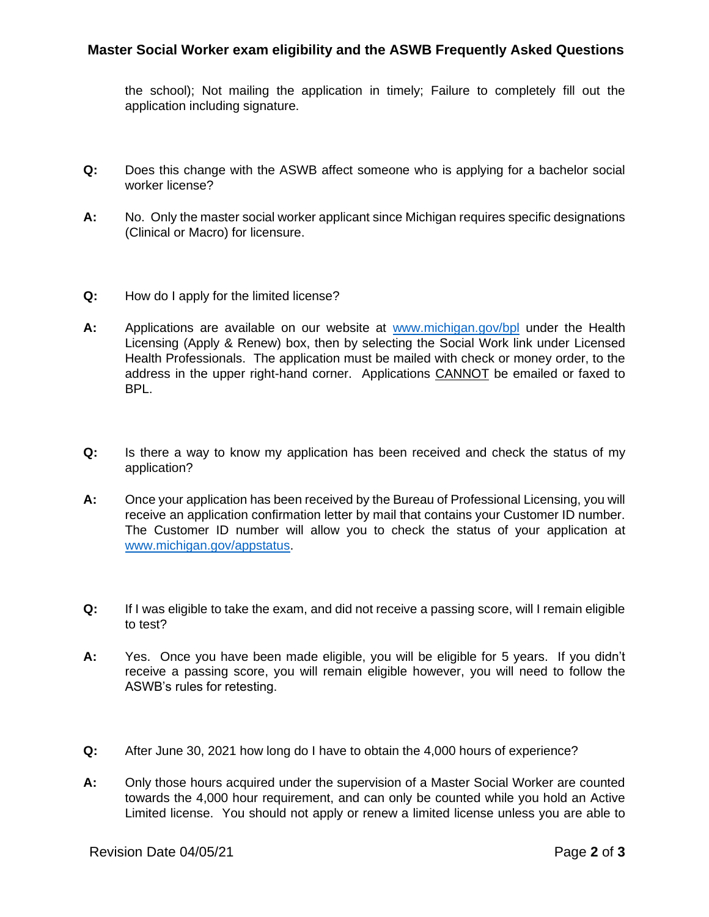the school); Not mailing the application in timely; Failure to completely fill out the application including signature.

**Q:** Does this change with the ASWB affect someone who is applying for a bachelor social worker license?

**A:** No. Only the master social worker applicant since Michigan requires specific designations (Clinical or Macro) for licensure.

**Q:** How do I apply for the limited license?

**A:** Applications are available on our website at [www.michigan.gov/bpl](http://www.michigan.gov/bpl) under the Health Licensing (Apply & Renew) box, then by selecting the Social Work link under Licensed Health Professionals. The application must be mailed with check or money order, to the address in the upper right-hand corner. Applications <u>CANNOT</u> be emailed or faxed to BPL.

**Q:** Is there a way to know my application has been received and check the status of my application?

**A:** Once your application has been received by the Bureau of Professional Licensing, you will receive an application confirmation letter by mail that contains your Customer ID number. The Customer ID number will allow you to check the status of your application at [www.michigan.gov/appstatus](http://www.michigan.gov/appstatus).

**Q:** If I was eligible to take the exam, and did not receive a passing score, will I remain eligible to test?

**A:** Yes. Once you have been made eligible, you will be eligible for 5 years. If you didn't receive a passing score, you will remain eligible however, you will need to follow the ASWB's rules for retesting.

**Q:** After June 30, 2021 how long do I have to obtain the 4,000 hours of experience?

**A:** Only those hours acquired under the supervision of a Master Social Worker are counted towards the 4,000 hour requirement, and can only be counted while you hold an Active Limited license. You should not apply or renew a limited license unless you are able to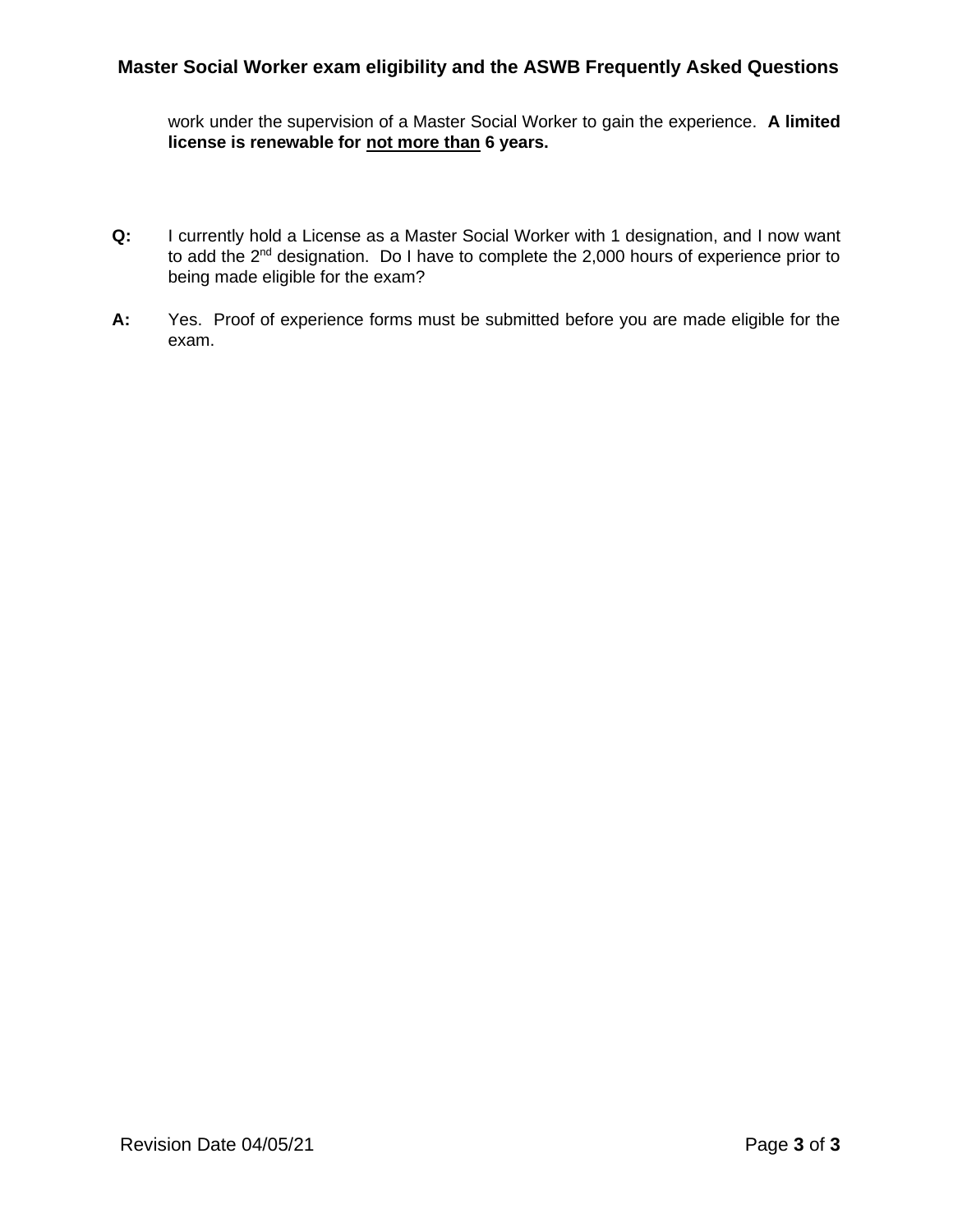work under the supervision of a Master Social Worker to gain the experience. **A limited license is renewable for <u>not more than</u> 6 years.**

**Q:** I currently hold a License as a Master Social Worker with 1 designation, and I now want to add the 2nd designation. Do I have to complete the 2,000 hours of experience prior to being made eligible for the exam?

**A:** Yes. Proof of experience forms must be submitted before you are made eligible for the exam.